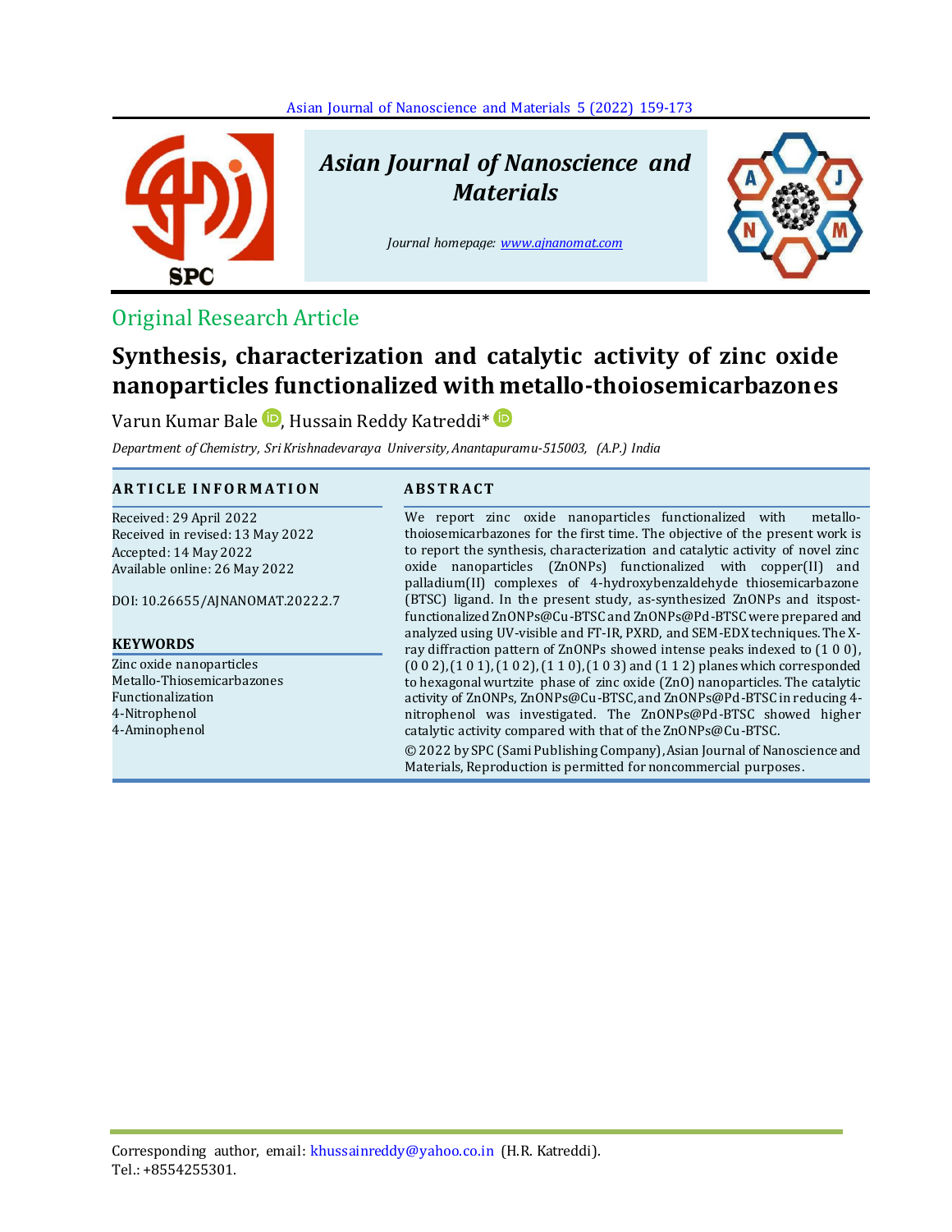Original Research Article

# Synthesis, characterization and catalytic activity of zinc oxide nanoparticles functionalized with metallo-thoiosemicarbazones

Varun Kumar Bale, Hussain Reddy Katreddi*

*Department of Chemistry, Sri Krishnadevaraya University, Anantapuramu-515003, (A.P.) India*

## ARTICLE INFORMATION

Received: 29 April 2022
Received in revised: 13 May 2022
Accepted: 14 May 2022
Available online: 26 May 2022

DOI: 10.26655/AJNANOMAT.2022.2.7

### KEYWORDS

Zinc oxide nanoparticles
Metallo-Thiosemicarbazones
Functionalization
4-Nitrophenol
4-Aminophenol

## ABSTRACT

We report zinc oxide nanoparticles functionalized with metallo-thoiosemicarbazones for the first time. The objective of the present work is to report the synthesis, characterization and catalytic activity of novel zinc oxide nanoparticles (ZnONPs) functionalized with copper(II) and palladium(II) complexes of 4-hydroxybenzaldehyde thiosemicarbazone (BTSC) ligand. In the present study, as-synthesized ZnONPs and itspost-functionalized ZnONPs@Cu-BTSC and ZnONPs@Pd-BTSC were prepared and analyzed using UV-visible and FT-IR, PXRD, and SEM-EDX techniques. The X-ray diffraction pattern of ZnONPs showed intense peaks indexed to (1 0 0), (0 0 2), (1 0 1), (1 0 2), (1 1 0), (1 0 3) and (1 1 2) planes which corresponded to hexagonal wurtzite phase of zinc oxide (ZnO) nanoparticles. The catalytic activity of ZnONPs, ZnONPs@Cu-BTSC, and ZnONPs@Pd-BTSC in reducing 4-nitrophenol was investigated. The ZnONPs@Pd-BTSC showed higher catalytic activity compared with that of the ZnONPs@Cu-BTSC.

© 2022 by SPC (Sami Publishing Company), Asian Journal of Nanoscience and Materials, Reproduction is permitted for noncommercial purposes.

Corresponding author, email: khussainreddy@yahoo.co.in (H.R. Katreddi).
Tel.: +8554255301.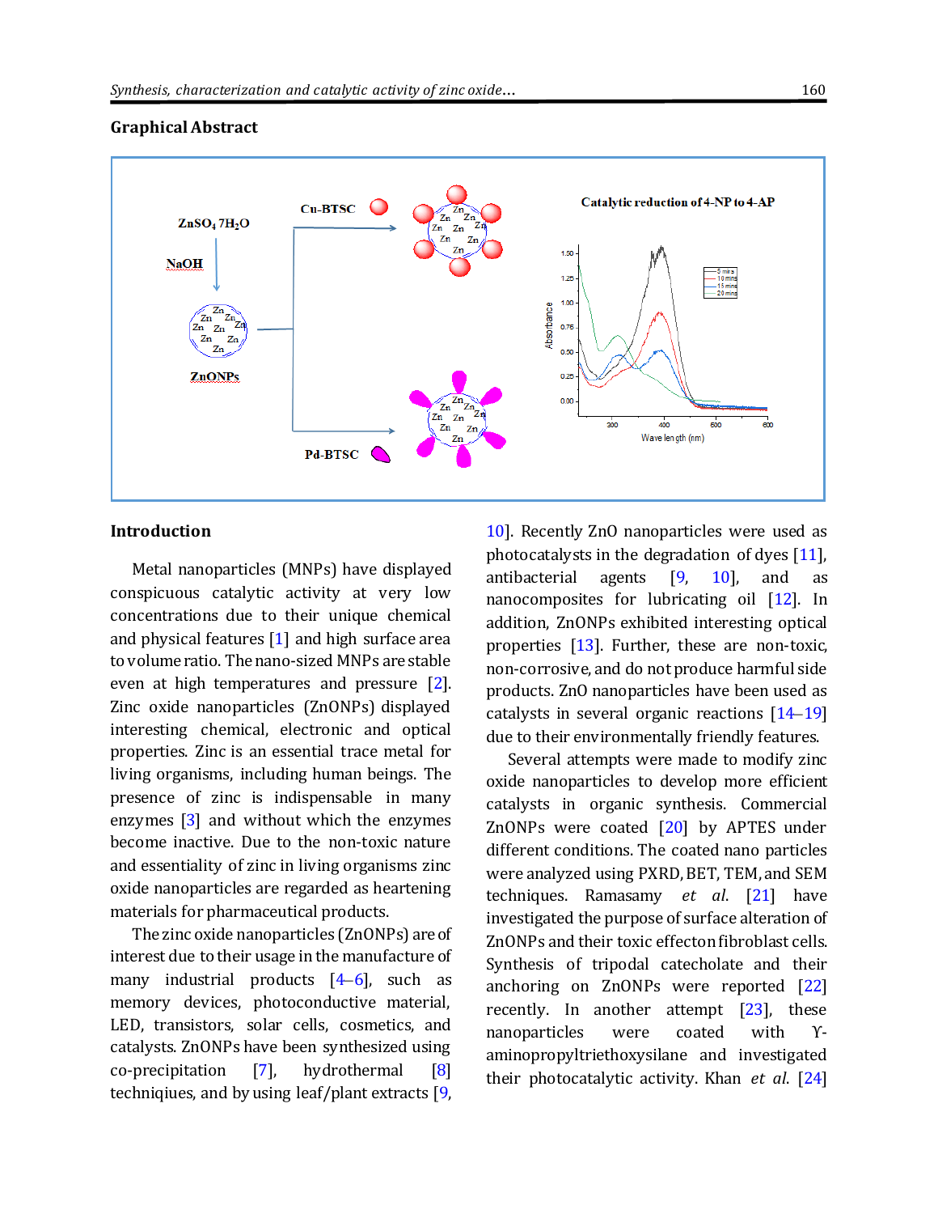## Graphical Abstract

## Introduction

Metal nanoparticles (MNPs) have displayed conspicuous catalytic activity at very low concentrations due to their unique chemical and physical features [1] and high surface area to volume ratio. The nano-sized MNPs are stable even at high temperatures and pressure [2]. Zinc oxide nanoparticles (ZnONPs) displayed interesting chemical, electronic and optical properties. Zinc is an essential trace metal for living organisms, including human beings. The presence of zinc is indispensable in many enzymes [3] and without which the enzymes become inactive. Due to the non-toxic nature and essentiality of zinc in living organisms zinc oxide nanoparticles are regarded as heartening materials for pharmaceutical products.

The zinc oxide nanoparticles (ZnONPs) are of interest due to their usage in the manufacture of many industrial products [4–6], such as memory devices, photoconductive material, LED, transistors, solar cells, cosmetics, and catalysts. ZnONPs have been synthesized using co-precipitation [7], hydrothermal [8] techniqiues, and by using leaf/plant extracts [9, 10]. Recently ZnO nanoparticles were used as photocatalysts in the degradation of dyes [11], antibacterial agents [9, 10], and as nanocomposites for lubricating oil [12]. In addition, ZnONPs exhibited interesting optical properties [13]. Further, these are non-toxic, non-corrosive, and do not produce harmful side products. ZnO nanoparticles have been used as catalysts in several organic reactions [14–19] due to their environmentally friendly features.

Several attempts were made to modify zinc oxide nanoparticles to develop more efficient catalysts in organic synthesis. Commercial ZnONPs were coated [20] by APTES under different conditions. The coated nano particles were analyzed using PXRD, BET, TEM, and SEM techniques. Ramasamy *et al.* [21] have investigated the purpose of surface alteration of ZnONPs and their toxic effecton fibroblast cells. Synthesis of tripodal catecholate and their anchoring on ZnONPs were reported [22] recently. In another attempt [23], these nanoparticles were coated with ϒ-aminopropyltriethoxysilane and investigated their photocatalytic activity. Khan *et al.* [24]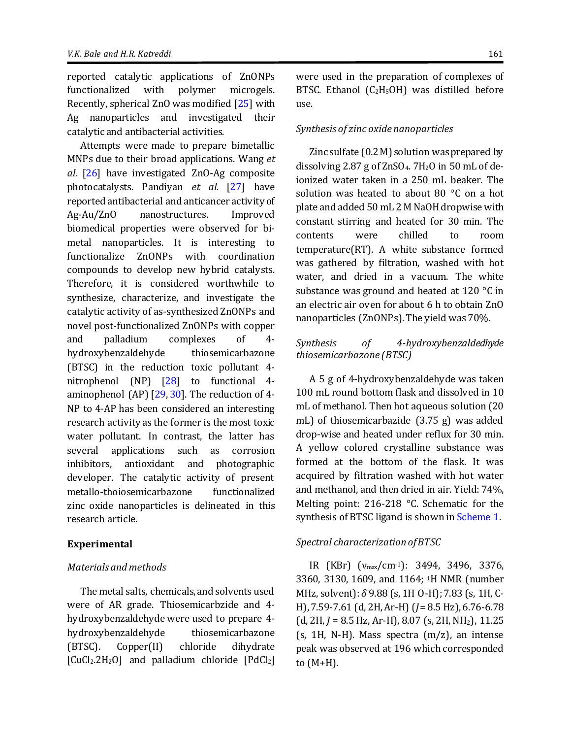reported catalytic applications of ZnONPs functionalized with polymer microgels. Recently, spherical ZnO was modified [25] with Ag nanoparticles and investigated their catalytic and antibacterial activities.

Attempts were made to prepare bimetallic MNPs due to their broad applications. Wang *et al.* [26] have investigated ZnO-Ag composite photocatalysts. Pandiyan *et al.* [27] have reported antibacterial and anticancer activity of Ag-Au/ZnO nanostructures. Improved biomedical properties were observed for bi-metal nanoparticles. It is interesting to functionalize ZnONPs with coordination compounds to develop new hybrid catalysts. Therefore, it is considered worthwhile to synthesize, characterize, and investigate the catalytic activity of as-synthesized ZnONPs and novel post-functionalized ZnONPs with copper and palladium complexes of 4-hydroxybenzaldehyde thiosemicarbazone (BTSC) in the reduction toxic pollutant 4-nitrophenol (NP) [28] to functional 4-aminophenol (AP) [29, 30]. The reduction of 4-NP to 4-AP has been considered an interesting research activity as the former is the most toxic water pollutant. In contrast, the latter has several applications such as corrosion inhibitors, antioxidant and photographic developer. The catalytic activity of present metallo-thoiosemicarbazone functionalized zinc oxide nanoparticles is delineated in this research article.

## Experimental

### *Materials and methods*

The metal salts, chemicals, and solvents used were of AR grade. Thiosemicarbzide and 4-hydroxybenzaldehyde were used to prepare 4-hydroxybenzaldehyde thiosemicarbazone (BTSC). Copper(II) chloride dihydrate [$CuCl_2.2H_2O$] and palladium chloride [$PdCl_2$] were used in the preparation of complexes of BTSC. Ethanol ($C_2H_5OH$) was distilled before use.

### *Synthesis of zinc oxide nanoparticles*

Zinc sulfate (0.2 M) solution was prepared by dissolving 2.87 g of $ZnSO_4.\ 7H_2O$ in 50 mL of de-ionized water taken in a 250 mL beaker. The solution was heated to about 80 °C on a hot plate and added 50 mL 2 M NaOH dropwise with constant stirring and heated for 30 min. The contents were chilled to room temperature(RT). A white substance formed was gathered by filtration, washed with hot water, and dried in a vacuum. The white substance was ground and heated at 120 °C in an electric air oven for about 6 h to obtain ZnO nanoparticles (ZnONPs). The yield was 70%.

### *Synthesis of 4-hydroxybenzaldedhyde thiosemicarbazone (BTSC)*

A 5 g of 4-hydroxybenzaldehyde was taken 100 mL round bottom flask and dissolved in 10 mL of methanol. Then hot aqueous solution (20 mL) of thiosemicarbazide (3.75 g) was added drop-wise and heated under reflux for 30 min. A yellow colored crystalline substance was formed at the bottom of the flask. It was acquired by filtration washed with hot water and methanol, and then dried in air. Yield: 74%, Melting point: 216-218 °C. Schematic for the synthesis of BTSC ligand is shown in Scheme 1.

### *Spectral characterization of BTSC*

IR (KBr) ($\nu_{max}$/cm$^{-1}$): 3494, 3496, 3376, 3360, 3130, 1609, and 1164; $^{1}$H NMR (number MHz, solvent): $\delta$ 9.88 (s, 1H O-H); 7.83 (s, 1H, C-H), 7.59-7.61 (d, 2H, Ar-H) ($J$ = 8.5 Hz), 6.76-6.78 (d, 2H, $J$ = 8.5 Hz, Ar-H), 8.07 (s, 2H, $NH_2$), 11.25 (s, 1H, N-H). Mass spectra (m/z), an intense peak was observed at 196 which corresponded to (M+H).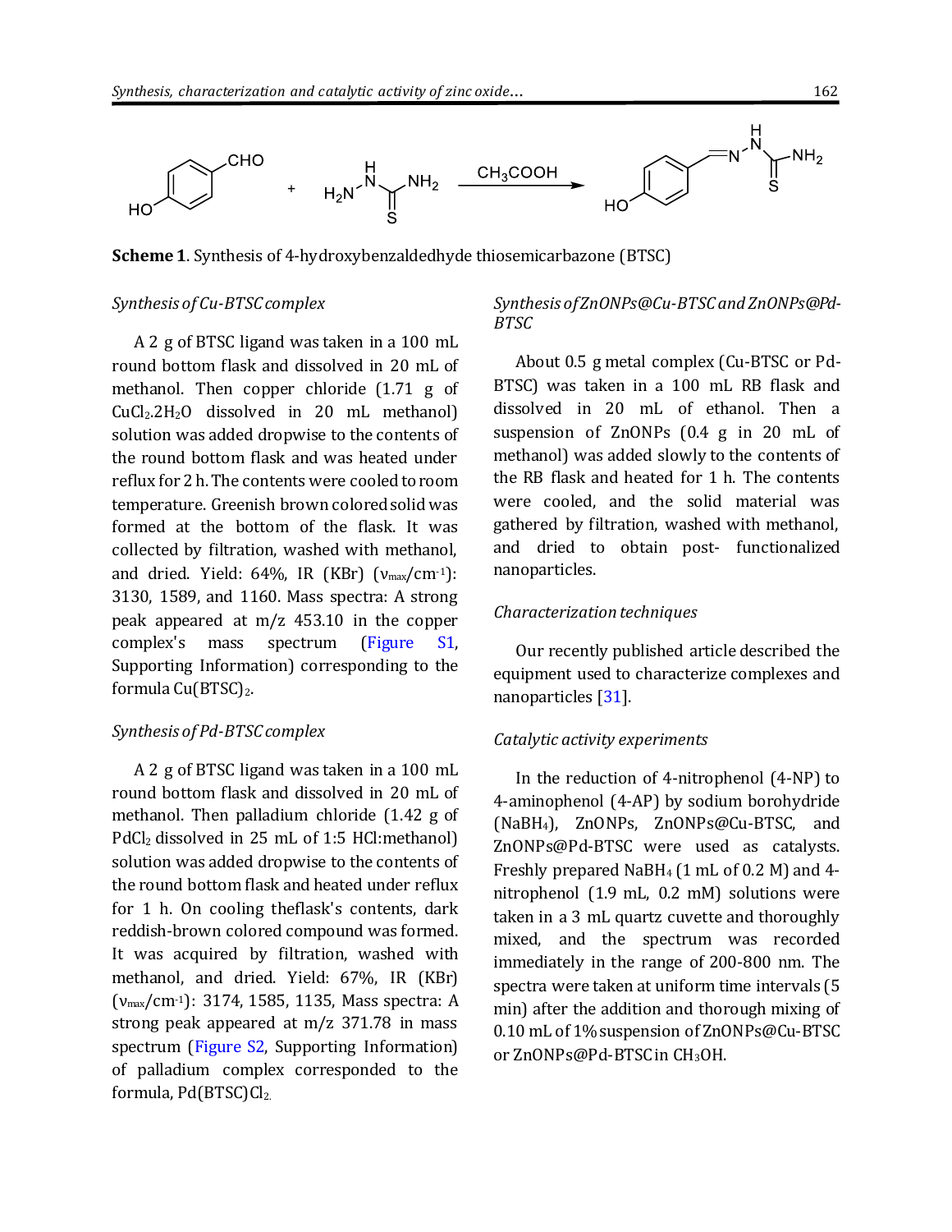**Scheme 1**. Synthesis of 4-hydroxybenzaldedhyde thiosemicarbazone (BTSC)

*Synthesis of Cu-BTSC complex*

A 2 g of BTSC ligand was taken in a 100 mL round bottom flask and dissolved in 20 mL of methanol. Then copper chloride (1.71 g of $CuCl_2.2H_2O$ dissolved in 20 mL methanol) solution was added dropwise to the contents of the round bottom flask and was heated under reflux for 2 h. The contents were cooled to room temperature. Greenish brown colored solid was formed at the bottom of the flask. It was collected by filtration, washed with methanol, and dried. Yield: 64%, IR (KBr) ($\nu_{max}$/cm$^{-1}$): 3130, 1589, and 1160. Mass spectra: A strong peak appeared at m/z 453.10 in the copper complex's mass spectrum (Figure S1, Supporting Information) corresponding to the formula $Cu(BTSC)_2$.

*Synthesis of Pd-BTSC complex*

A 2 g of BTSC ligand was taken in a 100 mL round bottom flask and dissolved in 20 mL of methanol. Then palladium chloride (1.42 g of $PdCl_2$ dissolved in 25 mL of 1:5 HCl:methanol) solution was added dropwise to the contents of the round bottom flask and heated under reflux for 1 h. On cooling theflask's contents, dark reddish-brown colored compound was formed. It was acquired by filtration, washed with methanol, and dried. Yield: 67%, IR (KBr) ($\nu_{max}$/cm$^{-1}$): 3174, 1585, 1135, Mass spectra: A strong peak appeared at m/z 371.78 in mass spectrum (Figure S2, Supporting Information) of palladium complex corresponded to the formula, $Pd(BTSC)Cl_2$.

*Synthesis of ZnONPs@Cu-BTSC and ZnONPs@Pd-BTSC*

About 0.5 g metal complex (Cu-BTSC or Pd-BTSC) was taken in a 100 mL RB flask and dissolved in 20 mL of ethanol. Then a suspension of ZnONPs (0.4 g in 20 mL of methanol) was added slowly to the contents of the RB flask and heated for 1 h. The contents were cooled, and the solid material was gathered by filtration, washed with methanol, and dried to obtain post- functionalized nanoparticles.

*Characterization techniques*

Our recently published article described the equipment used to characterize complexes and nanoparticles [31].

*Catalytic activity experiments*

In the reduction of 4-nitrophenol (4-NP) to 4-aminophenol (4-AP) by sodium borohydride ($NaBH_4$), ZnONPs, ZnONPs@Cu-BTSC, and ZnONPs@Pd-BTSC were used as catalysts. Freshly prepared $NaBH_4$ (1 mL of 0.2 M) and 4-nitrophenol (1.9 mL, 0.2 mM) solutions were taken in a 3 mL quartz cuvette and thoroughly mixed, and the spectrum was recorded immediately in the range of 200-800 nm. The spectra were taken at uniform time intervals (5 min) after the addition and thorough mixing of 0.10 mL of 1% suspension of ZnONPs@Cu-BTSC or ZnONPs@Pd-BTSC in $CH_3OH$.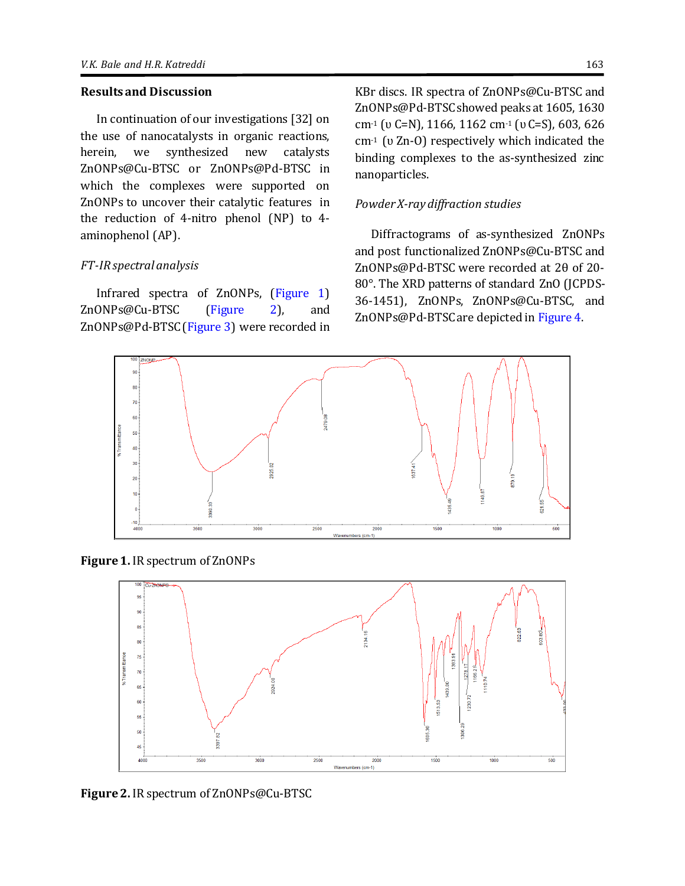## Results and Discussion

In continuation of our investigations [32] on the use of nanocatalysts in organic reactions, herein, we synthesized new catalysts ZnONPs@Cu-BTSC or ZnONPs@Pd-BTSC in which the complexes were supported on ZnONPs to uncover their catalytic features in the reduction of 4-nitro phenol (NP) to 4-aminophenol (AP).

### *FT-IR spectral analysis*

Infrared spectra of ZnONPs, (Figure 1) ZnONPs@Cu-BTSC (Figure 2), and ZnONPs@Pd-BTSC (Figure 3) were recorded in KBr discs. IR spectra of ZnONPs@Cu-BTSC and ZnONPs@Pd-BTSC showed peaks at 1605, 1630 $cm^{-1}$ (υ C=N), 1166, 1162 $cm^{-1}$ (υ C=S), 603, 626 $cm^{-1}$ (υ Zn-O) respectively which indicated the binding complexes to the as-synthesized zinc nanoparticles.

### *Powder X-ray diffraction studies*

Diffractograms of as-synthesized ZnONPs and post functionalized ZnONPs@Cu-BTSC and ZnONPs@Pd-BTSC were recorded at 2θ of 20-80°. The XRD patterns of standard ZnO (JCPDS-36-1451), ZnONPs, ZnONPs@Cu-BTSC, and ZnONPs@Pd-BTSC are depicted in Figure 4.

**Figure 1.** IR spectrum of ZnONPs

**Figure 2.** IR spectrum of ZnONPs@Cu-BTSC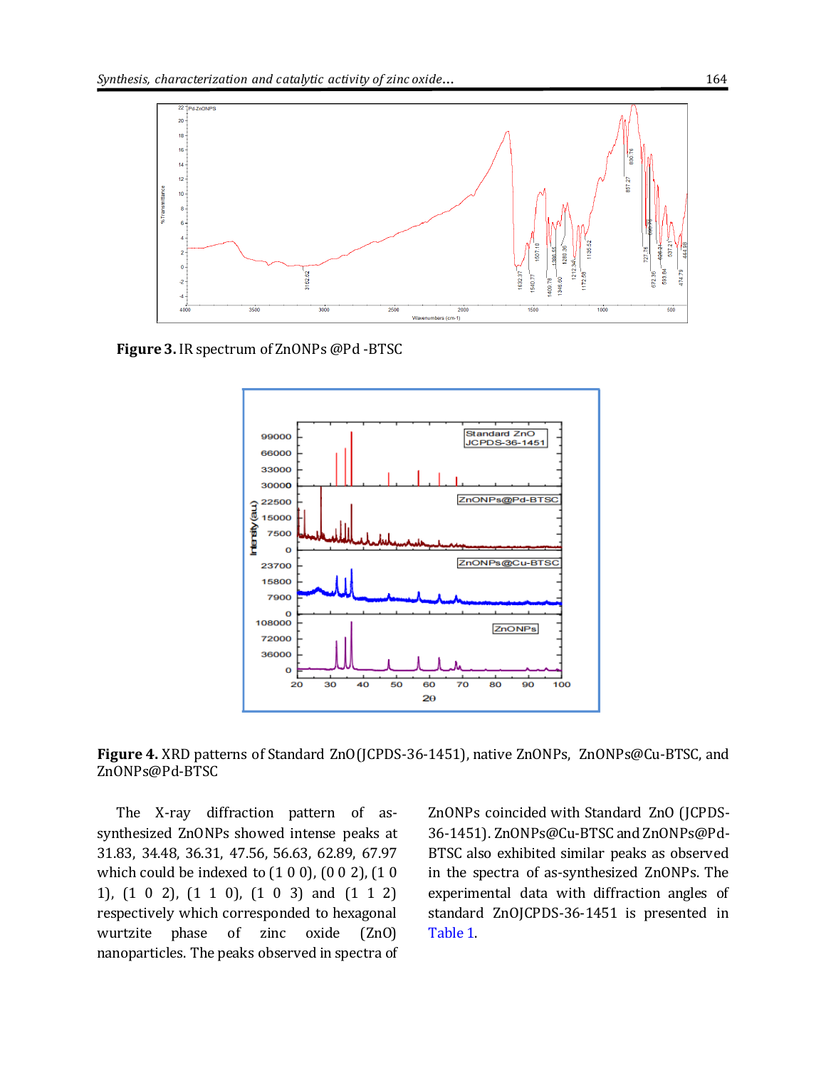**Figure 3.** IR spectrum of ZnONPs @Pd -BTSC

**Figure 4.** XRD patterns of Standard ZnO (JCPDS-36-1451), native ZnONPs, ZnONPs@Cu-BTSC, and ZnONPs@Pd-BTSC

The X-ray diffraction pattern of as-synthesized ZnONPs showed intense peaks at 31.83, 34.48, 36.31, 47.56, 56.63, 62.89, 67.97 which could be indexed to (1 0 0), (0 0 2), (1 0 1), (1 0 2), (1 1 0), (1 0 3) and (1 1 2) respectively which corresponded to hexagonal wurtzite phase of zinc oxide (ZnO) nanoparticles. The peaks observed in spectra of ZnONPs coincided with Standard ZnO (JCPDS-36-1451). ZnONPs@Cu-BTSC and ZnONPs@Pd-BTSC also exhibited similar peaks as observed in the spectra of as-synthesized ZnONPs. The experimental data with diffraction angles of standard ZnOJCPDS-36-1451 is presented in Table 1.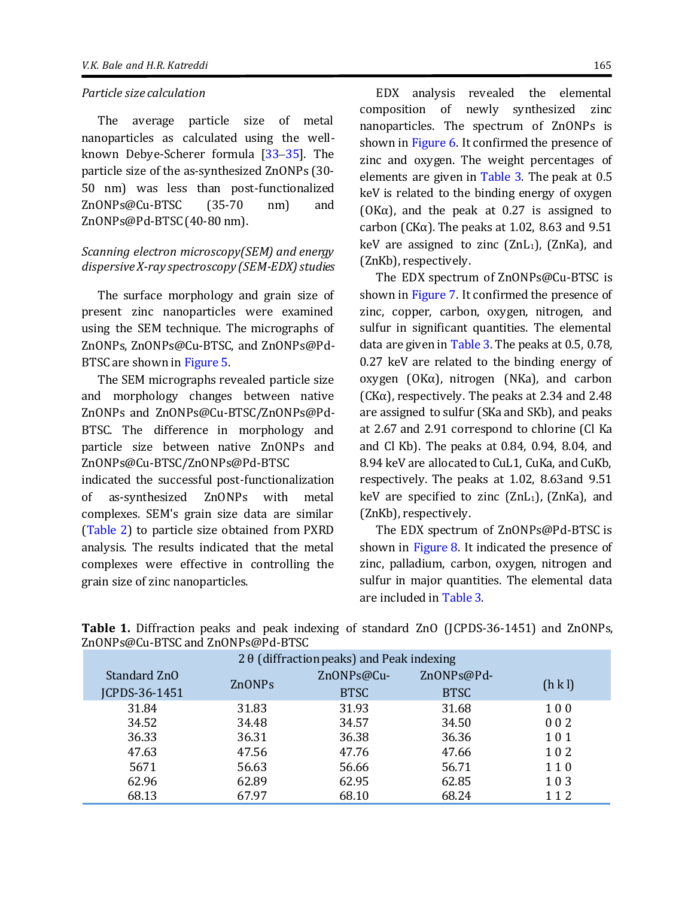*Particle size calculation*

The average particle size of metal nanoparticles as calculated using the well-known Debye-Scherer formula [33–35]. The particle size of the as-synthesized ZnONPs (30-50 nm) was less than post-functionalized ZnONPs@Cu-BTSC (35-70 nm) and ZnONPs@Pd-BTSC (40-80 nm).

*Scanning electron microscopy(SEM) and energy dispersive X-ray spectroscopy (SEM-EDX) studies*

The surface morphology and grain size of present zinc nanoparticles were examined using the SEM technique. The micrographs of ZnONPs, ZnONPs@Cu-BTSC, and ZnONPs@Pd-BTSC are shown in Figure 5.

The SEM micrographs revealed particle size and morphology changes between native ZnONPs and ZnONPs@Cu-BTSC/ZnONPs@Pd-BTSC. The difference in morphology and particle size between native ZnONPs and ZnONPs@Cu-BTSC/ZnONPs@Pd-BTSC indicated the successful post-functionalization of as-synthesized ZnONPs with metal complexes. SEM's grain size data are similar (Table 2) to particle size obtained from PXRD analysis. The results indicated that the metal complexes were effective in controlling the grain size of zinc nanoparticles.

EDX analysis revealed the elemental composition of newly synthesized zinc nanoparticles. The spectrum of ZnONPs is shown in Figure 6. It confirmed the presence of zinc and oxygen. The weight percentages of elements are given in Table 3. The peak at 0.5 keV is related to the binding energy of oxygen (OKα), and the peak at 0.27 is assigned to carbon (CKα). The peaks at 1.02, 8.63 and 9.51 keV are assigned to zinc ($ZnL_1$), (ZnKa), and (ZnKb), respectively.

The EDX spectrum of ZnONPs@Cu-BTSC is shown in Figure 7. It confirmed the presence of zinc, copper, carbon, oxygen, nitrogen, and sulfur in significant quantities. The elemental data are given in Table 3. The peaks at 0.5, 0.78, 0.27 keV are related to the binding energy of oxygen (OKα), nitrogen (NKa), and carbon (CKα), respectively. The peaks at 2.34 and 2.48 are assigned to sulfur (SKa and SKb), and peaks at 2.67 and 2.91 correspond to chlorine (Cl Ka and Cl Kb). The peaks at 0.84, 0.94, 8.04, and 8.94 keV are allocated to CuL1, CuKa, and CuKb, respectively. The peaks at 1.02, 8.63and 9.51 keV are specified to zinc ($ZnL_1$), (ZnKa), and (ZnKb), respectively.

The EDX spectrum of ZnONPs@Pd-BTSC is shown in Figure 8. It indicated the presence of zinc, palladium, carbon, oxygen, nitrogen and sulfur in major quantities. The elemental data are included in Table 3.

**Table 1.** Diffraction peaks and peak indexing of standard ZnO (JCPDS-36-1451) and ZnONPs, ZnONPs@Cu-BTSC and ZnONPs@Pd-BTSC

| 2 θ (diffraction peaks) and Peak indexing | | | | |
|---|---|---|---|---|
| Standard ZnO JCPDS-36-1451 | ZnONPs | ZnONPs@Cu-BTSC | ZnONPs@Pd-BTSC | (h k l) |
| 31.84 | 31.83 | 31.93 | 31.68 | 1 0 0 |
| 34.52 | 34.48 | 34.57 | 34.50 | 0 0 2 |
| 36.33 | 36.31 | 36.38 | 36.36 | 1 0 1 |
| 47.63 | 47.56 | 47.76 | 47.66 | 1 0 2 |
| 5671 | 56.63 | 56.66 | 56.71 | 1 1 0 |
| 62.96 | 62.89 | 62.95 | 62.85 | 1 0 3 |
| 68.13 | 67.97 | 68.10 | 68.24 | 1 1 2 |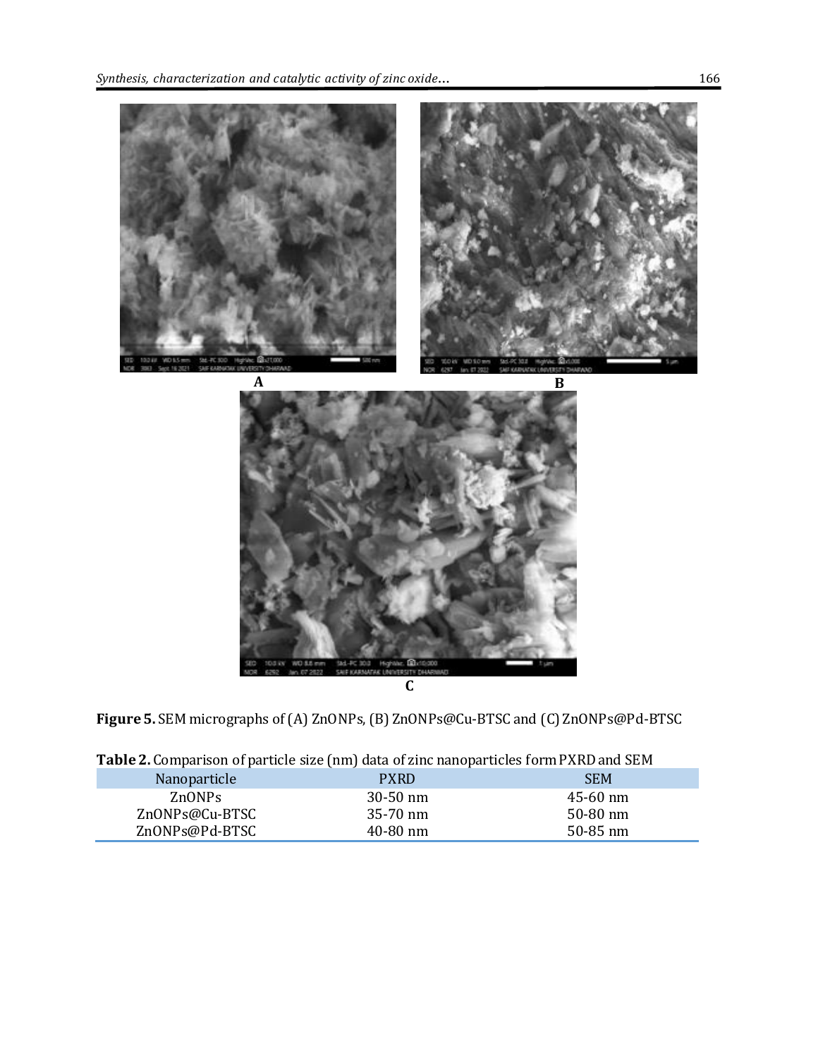A

B

C

**Figure 5.** SEM micrographs of (A) ZnONPs, (B) ZnONPs@Cu-BTSC and (C) ZnONPs@Pd-BTSC

**Table 2.** Comparison of particle size (nm) data of zinc nanoparticles form PXRD and SEM

| Nanoparticle | PXRD | SEM |
|---|---|---|
| ZnONPs | 30-50 nm | 45-60 nm |
| ZnONPs@Cu-BTSC | 35-70 nm | 50-80 nm |
| ZnONPs@Pd-BTSC | 40-80 nm | 50-85 nm |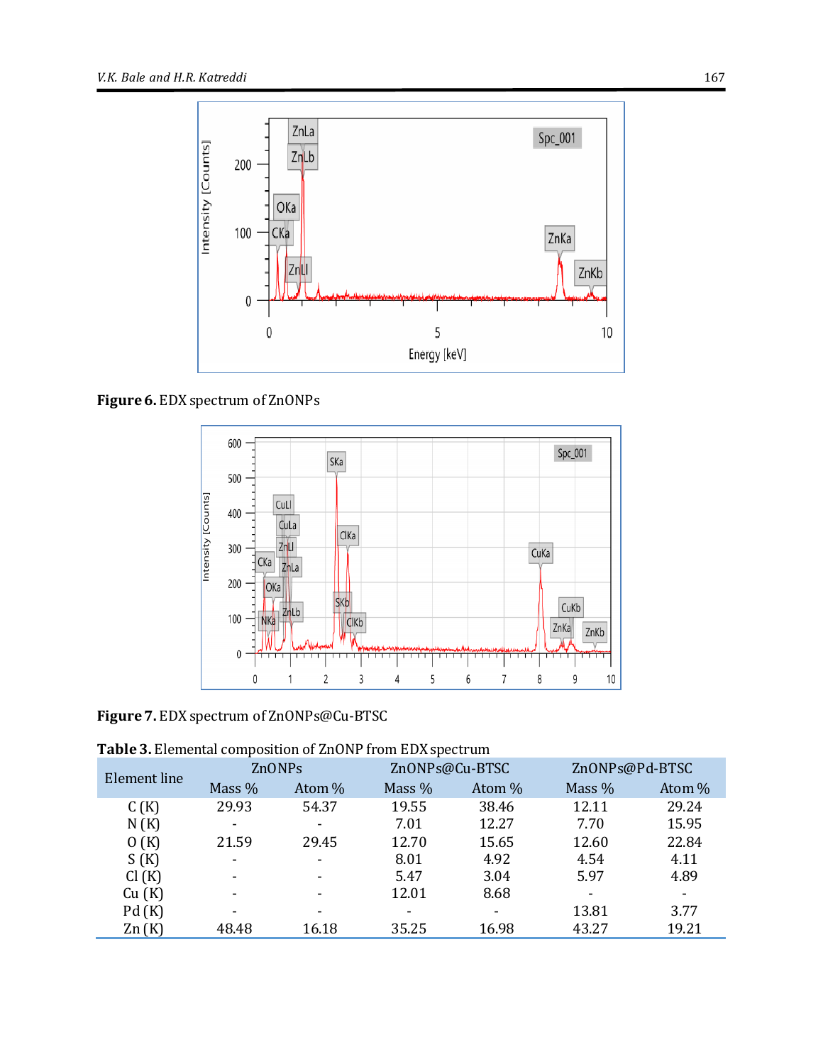**Figure 6.** EDX spectrum of ZnONPs

**Figure 7.** EDX spectrum of ZnONPs@Cu-BTSC

**Table 3.** Elemental composition of ZnONP from EDX spectrum

| Element line | ZnONPs | | ZnONPs@Cu-BTSC | | ZnONPs@Pd-BTSC | |
|---|---|---|---|---|---|---|
| | Mass % | Atom % | Mass % | Atom % | Mass % | Atom % |
| C (K) | 29.93 | 54.37 | 19.55 | 38.46 | 12.11 | 29.24 |
| N (K) | - | - | 7.01 | 12.27 | 7.70 | 15.95 |
| O (K) | 21.59 | 29.45 | 12.70 | 15.65 | 12.60 | 22.84 |
| S (K) | - | - | 8.01 | 4.92 | 4.54 | 4.11 |
| Cl (K) | - | - | 5.47 | 3.04 | 5.97 | 4.89 |
| Cu (K) | - | - | 12.01 | 8.68 | - | - |
| Pd (K) | - | - | - | - | 13.81 | 3.77 |
| Zn (K) | 48.48 | 16.18 | 35.25 | 16.98 | 43.27 | 19.21 |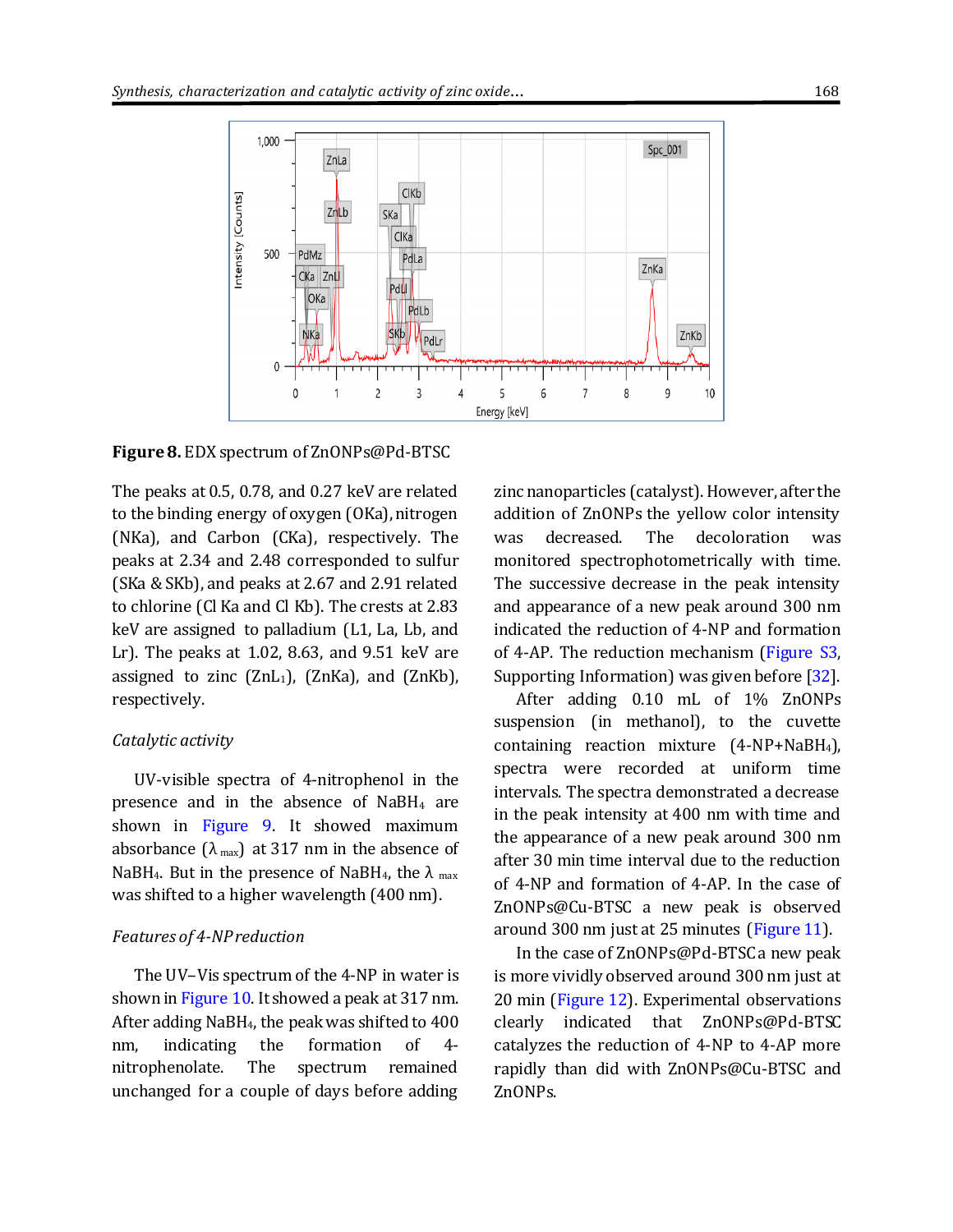Figure 8. EDX spectrum of ZnONPs@Pd-BTSC

The peaks at 0.5, 0.78, and 0.27 keV are related to the binding energy of oxygen (OKa), nitrogen (NKa), and Carbon (CKa), respectively. The peaks at 2.34 and 2.48 corresponded to sulfur (SKa & SKb), and peaks at 2.67 and 2.91 related to chlorine (Cl Ka and Cl Kb). The crests at 2.83 keV are assigned to palladium (L1, La, Lb, and Lr). The peaks at 1.02, 8.63, and 9.51 keV are assigned to zinc ($ZnL_1$), (ZnKa), and (ZnKb), respectively.

*Catalytic activity*

UV-visible spectra of 4-nitrophenol in the presence and in the absence of $NaBH_4$ are shown in Figure 9. It showed maximum absorbance ($\lambda_{max}$) at 317 nm in the absence of $NaBH_4$. But in the presence of $NaBH_4$, the $\lambda_{max}$ was shifted to a higher wavelength (400 nm).

*Features of 4-NP reduction*

The UV–Vis spectrum of the 4-NP in water is shown in Figure 10. It showed a peak at 317 nm. After adding $NaBH_4$, the peak was shifted to 400 nm, indicating the formation of 4-nitrophenolate. The spectrum remained unchanged for a couple of days before adding zinc nanoparticles (catalyst). However, after the addition of ZnONPs the yellow color intensity was decreased. The decoloration was monitored spectrophotometrically with time. The successive decrease in the peak intensity and appearance of a new peak around 300 nm indicated the reduction of 4-NP and formation of 4-AP. The reduction mechanism (Figure S3, Supporting Information) was given before [32].

After adding 0.10 mL of 1% ZnONPs suspension (in methanol), to the cuvette containing reaction mixture (4-NP+$NaBH_4$), spectra were recorded at uniform time intervals. The spectra demonstrated a decrease in the peak intensity at 400 nm with time and the appearance of a new peak around 300 nm after 30 min time interval due to the reduction of 4-NP and formation of 4-AP. In the case of ZnONPs@Cu-BTSC a new peak is observed around 300 nm just at 25 minutes (Figure 11).

In the case of ZnONPs@Pd-BTSC a new peak is more vividly observed around 300 nm just at 20 min (Figure 12). Experimental observations clearly indicated that ZnONPs@Pd-BTSC catalyzes the reduction of 4-NP to 4-AP more rapidly than did with ZnONPs@Cu-BTSC and ZnONPs.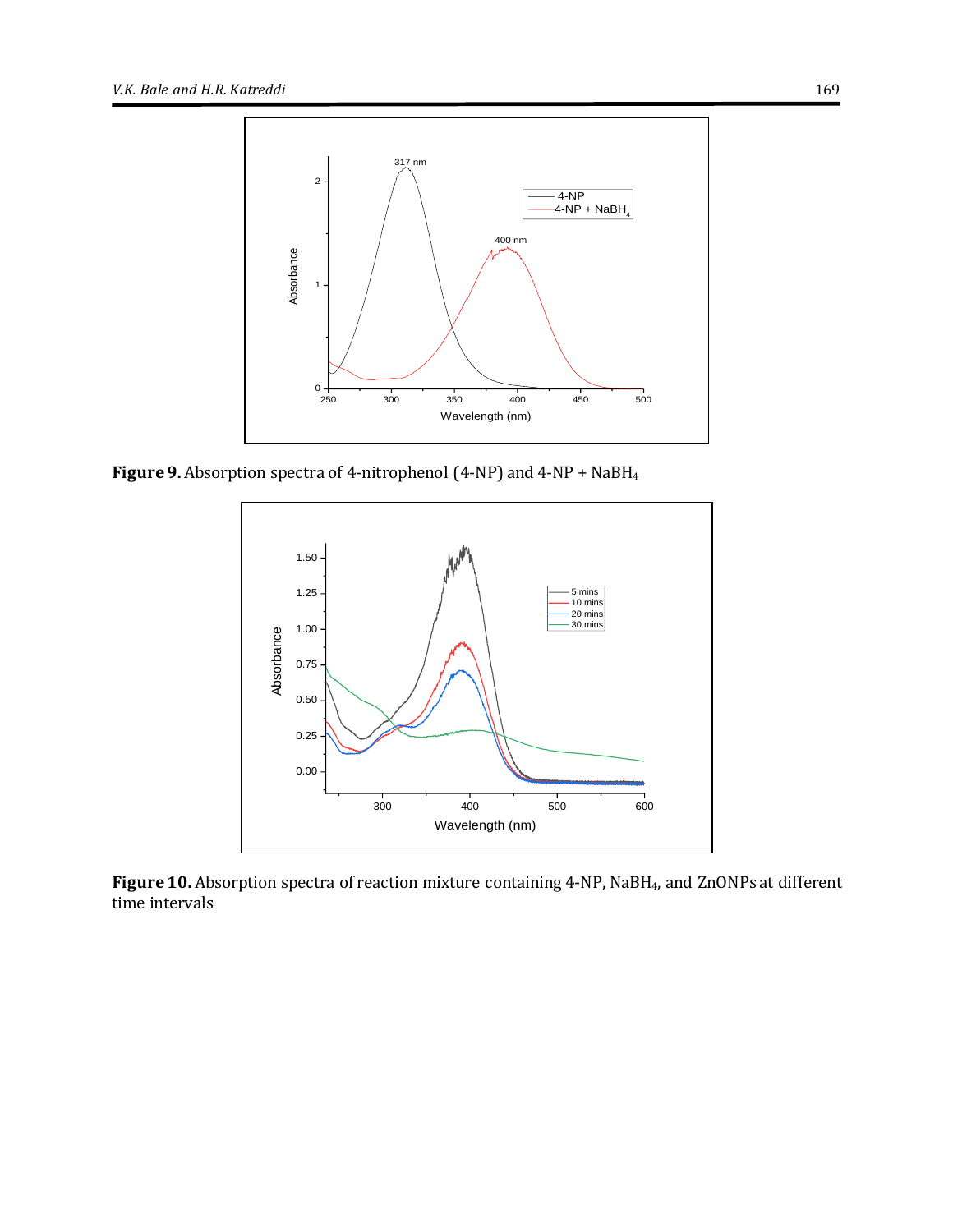**Figure 9.** Absorption spectra of 4-nitrophenol (4-NP) and 4-NP + $NaBH_4$

**Figure 10.** Absorption spectra of reaction mixture containing 4-NP, $NaBH_4$, and ZnONPs at different time intervals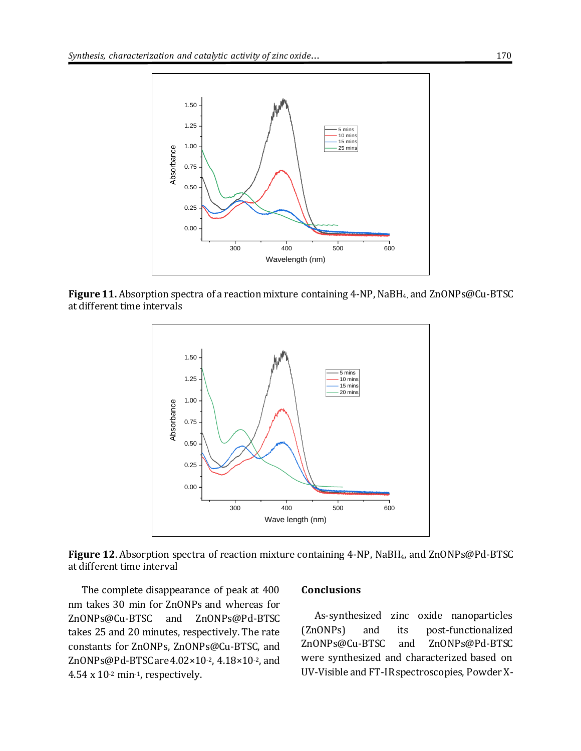**Figure 11.** Absorption spectra of a reaction mixture containing 4-NP, $NaBH_4$, and ZnONPs@Cu-BTSC at different time intervals

**Figure 12**. Absorption spectra of reaction mixture containing 4-NP, $NaBH_4$, and ZnONPs@Pd-BTSC at different time interval

The complete disappearance of peak at 400 nm takes 30 min for ZnONPs and whereas for ZnONPs@Cu-BTSC and ZnONPs@Pd-BTSC takes 25 and 20 minutes, respectively. The rate constants for ZnONPs, ZnONPs@Cu-BTSC, and ZnONPs@Pd-BTSC are $4.02\times10^{-2}$, $4.18\times10^{-2}$, and $4.54 \times 10^{-2}$ $min^{-1}$, respectively.

## Conclusions

As-synthesized zinc oxide nanoparticles (ZnONPs) and its post-functionalized ZnONPs@Cu-BTSC and ZnONPs@Pd-BTSC were synthesized and characterized based on UV-Visible and FT-IR spectroscopies, Powder X-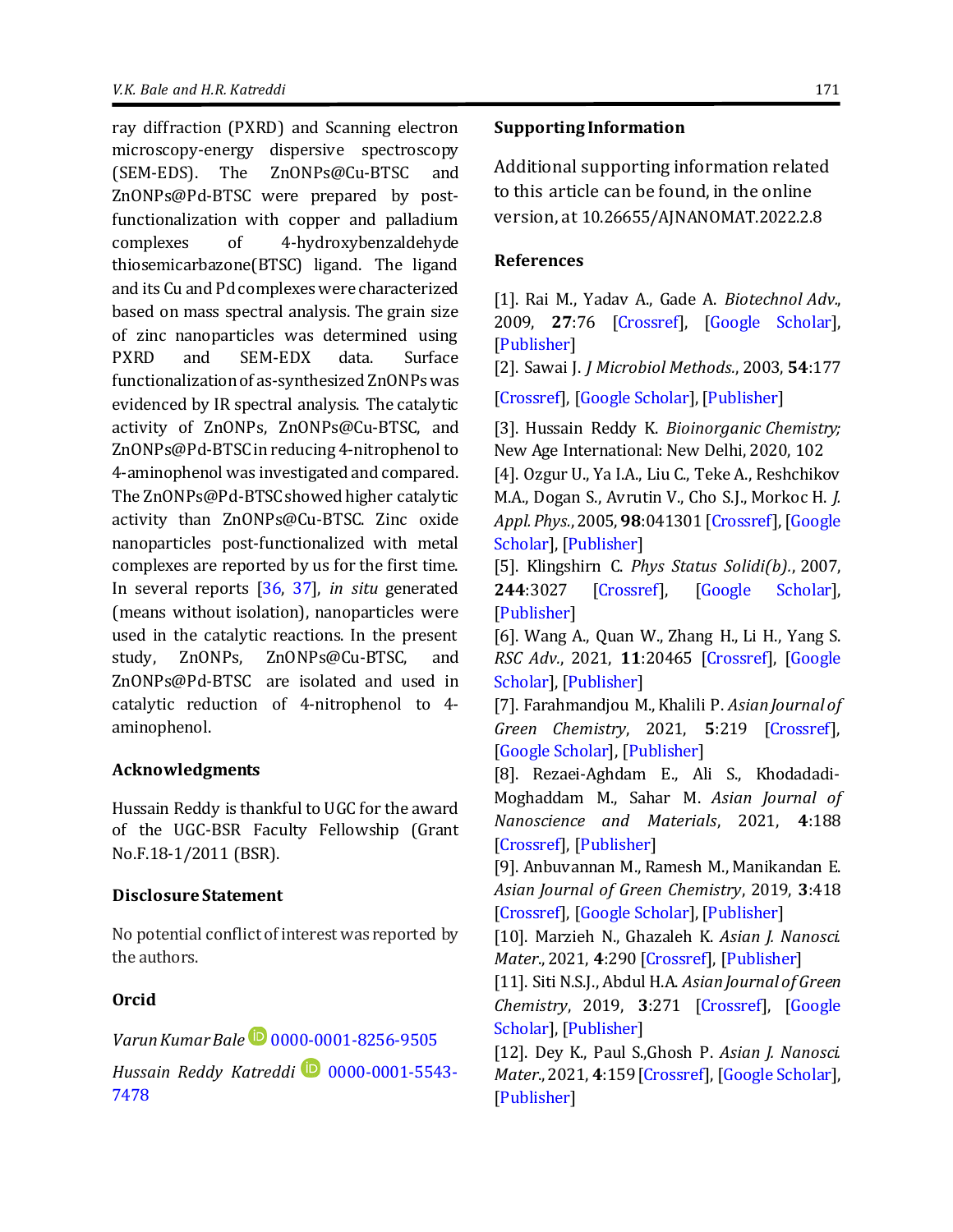ray diffraction (PXRD) and Scanning electron microscopy-energy dispersive spectroscopy (SEM-EDS). The ZnONPs@Cu-BTSC and ZnONPs@Pd-BTSC were prepared by post-functionalization with copper and palladium complexes of 4-hydroxybenzaldehyde thiosemicarbazone(BTSC) ligand. The ligand and its Cu and Pd complexes were characterized based on mass spectral analysis. The grain size of zinc nanoparticles was determined using PXRD and SEM-EDX data. Surface functionalization of as-synthesized ZnONPs was evidenced by IR spectral analysis. The catalytic activity of ZnONPs, ZnONPs@Cu-BTSC, and ZnONPs@Pd-BTSC in reducing 4-nitrophenol to 4-aminophenol was investigated and compared. The ZnONPs@Pd-BTSC showed higher catalytic activity than ZnONPs@Cu-BTSC. Zinc oxide nanoparticles post-functionalized with metal complexes are reported by us for the first time. In several reports [36, 37], *in situ* generated (means without isolation), nanoparticles were used in the catalytic reactions. In the present study, ZnONPs, ZnONPs@Cu-BTSC, and ZnONPs@Pd-BTSC are isolated and used in catalytic reduction of 4-nitrophenol to 4-aminophenol.

## Acknowledgments

Hussain Reddy is thankful to UGC for the award of the UGC-BSR Faculty Fellowship (Grant No.F.18-1/2011 (BSR).

## Disclosure Statement

No potential conflict of interest was reported by the authors.

## Orcid

*Varun Kumar Bale* 0000-0001-8256-9505

*Hussain Reddy Katreddi* 0000-0001-5543-7478

## Supporting Information

Additional supporting information related to this article can be found, in the online version, at 10.26655/AJNANOMAT.2022.2.8

## References

[1]. Rai M., Yadav A., Gade A. *Biotechnol Adv.*, 2009, **27**:76 [Crossref], [Google Scholar], [Publisher]

[2]. Sawai J. *J Microbiol Methods.*, 2003, **54**:177 [Crossref], [Google Scholar], [Publisher]

[3]. Hussain Reddy K. *Bioinorganic Chemistry;* New Age International: New Delhi, 2020, 102

[4]. Ozgur U., Ya I.A., Liu C., Teke A., Reshchikov M.A., Dogan S., Avrutin V., Cho S.J., Morkoc H. *J. Appl. Phys.*, 2005, **98**:041301 [Crossref], [Google Scholar], [Publisher]

[5]. Klingshirn C. *Phys Status Solidi(b).*, 2007, **244**:3027 [Crossref], [Google Scholar], [Publisher]

[6]. Wang A., Quan W., Zhang H., Li H., Yang S. *RSC Adv.*, 2021, **11**:20465 [Crossref], [Google Scholar], [Publisher]

[7]. Farahmandjou M., Khalili P. *Asian Journal of Green Chemistry*, 2021, **5**:219 [Crossref], [Google Scholar], [Publisher]

[8]. Rezaei-Aghdam E., Ali S., Khodadadi-Moghaddam M., Sahar M. *Asian Journal of Nanoscience and Materials*, 2021, **4**:188 [Crossref], [Publisher]

[9]. Anbuvannan M., Ramesh M., Manikandan E. *Asian Journal of Green Chemistry*, 2019, **3**:418 [Crossref], [Google Scholar], [Publisher]

[10]. Marzieh N., Ghazaleh K. *Asian J. Nanosci. Mater.*, 2021, **4**:290 [Crossref], [Publisher]

[11]. Siti N.S.J., Abdul H.A. *Asian Journal of Green Chemistry*, 2019, **3**:271 [Crossref], [Google Scholar], [Publisher]

[12]. Dey K., Paul S.,Ghosh P. *Asian J. Nanosci. Mater.*, 2021, **4**:159 [Crossref], [Google Scholar], [Publisher]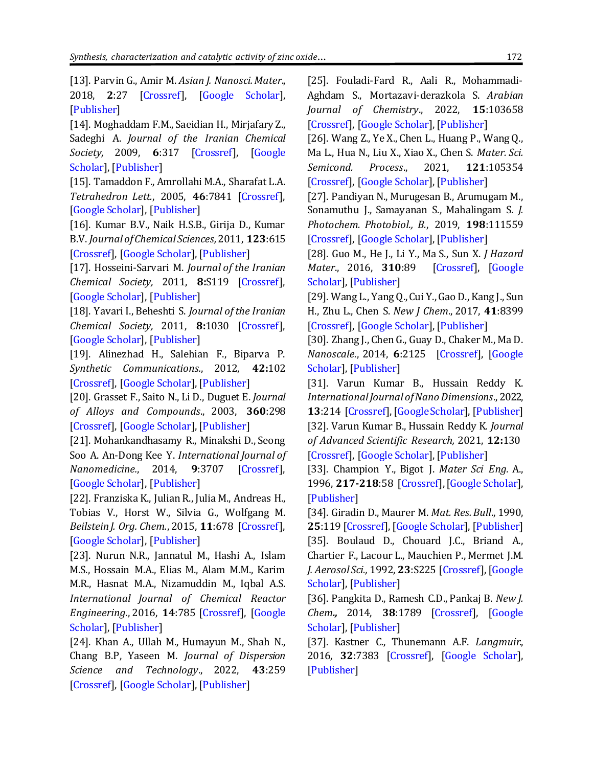[13]. Parvin G., Amir M. *Asian J. Nanosci. Mater.*, 2018, **2**:27 [Crossref], [Google Scholar], [Publisher]

[14]. Moghaddam F.M., Saeidian H., Mirjafary Z., Sadeghi A. *Journal of the Iranian Chemical Society,* 2009, **6**:317 [Crossref], [Google Scholar], [Publisher]

[15]. Tamaddon F., Amrollahi M.A., Sharafat L.A. *Tetrahedron Lett.*, 2005, **46**:7841 [Crossref], [Google Scholar], [Publisher]

[16]. Kumar B.V., Naik H.S.B., Girija D., Kumar B.V. *Journal of Chemical Sciences,* 2011, **123**:615 [Crossref], [Google Scholar], [Publisher]

[17]. Hosseini-Sarvari M. *Journal of the Iranian Chemical Society,* 2011, **8:**S119 [Crossref], [Google Scholar], [Publisher]

[18]. Yavari I., Beheshti S. *Journal of the Iranian Chemical Society,* 2011, **8:**1030 [Crossref], [Google Scholar], [Publisher]

[19]. Alinezhad H., Salehian F., Biparva P. *Synthetic Communications.*, 2012, **42:**102 [Crossref], [Google Scholar], [Publisher]

[20]. Grasset F., Saito N., Li D., Duguet E. *Journal of Alloys and Compounds.*, 2003, **360**:298 [Crossref], [Google Scholar], [Publisher]

[21]. Mohankandhasamy R., Minakshi D., Seong Soo A. An-Dong Kee Y. *International Journal of Nanomedicine.*, 2014, **9**:3707 [Crossref], [Google Scholar], [Publisher]

[22]. Franziska K., Julian R., Julia M., Andreas H., Tobias V., Horst W., Silvia G., Wolfgang M. *Beilstein J. Org. Chem.*, 2015, **11**:678 [Crossref], [Google Scholar], [Publisher]

[23]. Nurun N.R., Jannatul M., Hashi A., Islam M.S., Hossain M.A., Elias M., Alam M.M., Karim M.R., Hasnat M.A., Nizamuddin M., Iqbal A.S. *International Journal of Chemical Reactor Engineering.*, 2016, **14**:785 [Crossref], [Google Scholar], [Publisher]

[24]. Khan A., Ullah M., Humayun M., Shah N., Chang B.P, Yaseen M. *Journal of Dispersion Science and Technology.*, 2022, **43**:259 [Crossref], [Google Scholar], [Publisher]

[25]. Fouladi-Fard R., Aali R., Mohammadi-Aghdam S., Mortazavi-derazkola S. *Arabian Journal of Chemistry.*, 2022, **15**:103658 [Crossref], [Google Scholar], [Publisher]

[26]. Wang Z., Ye X., Chen L., Huang P., Wang Q., Ma L., Hua N., Liu X., Xiao X., Chen S. *Mater. Sci. Semicond. Process.*, 2021, **121**:105354 [Crossref], [Google Scholar], [Publisher]

[27]. Pandiyan N., Murugesan B., Arumugam M., Sonamuthu J., Samayanan S., Mahalingam S. *J. Photochem. Photobiol., B.*, 2019, **198**:111559 [Crossref], [Google Scholar], [Publisher]

[28]. Guo M., He J., Li Y., Ma S., Sun X. *J Hazard Mater.*, 2016, **310**:89 [Crossref], [Google Scholar], [Publisher]

[29]. Wang L., Yang Q., Cui Y., Gao D., Kang J., Sun H., Zhu L., Chen S. *New J Chem.*, 2017, **41**:8399 [Crossref], [Google Scholar], [Publisher]

[30]. Zhang J., Chen G., Guay D., Chaker M., Ma D. *Nanoscale.*, 2014, **6**:2125 [Crossref], [Google Scholar], [Publisher]

[31]. Varun Kumar B., Hussain Reddy K. *International Journal of Nano Dimensions*., 2022, **13**:214 [Crossref], [Google Scholar], [Publisher]

[32]. Varun Kumar B., Hussain Reddy K. *Journal of Advanced Scientific Research,* 2021, **12:**130 [Crossref], [Google Scholar], [Publisher]

[33]. Champion Y., Bigot J. *Mater Sci Eng.* A., 1996, **217-218**:58 [Crossref], [Google Scholar], [Publisher]

[34]. Giradin D., Maurer M. *Mat. Res. Bull.*, 1990, **25**:119 [Crossref], [Google Scholar], [Publisher]

[35]. Boulaud D., Chouard J.C., Briand A., Chartier F., Lacour L., Mauchien P., Mermet J.M. *J. Aerosol Sci.,* 1992, **23**:S225 [Crossref], [Google Scholar], [Publisher]

[36]. Pangkita D., Ramesh C.D., Pankaj B. *New J. Chem***.,** 2014, **38**:1789 [Crossref], [Google Scholar], [Publisher]

[37]. Kastner C., Thunemann A.F. *Langmuir*., 2016, **32**:7383 [Crossref], [Google Scholar], [Publisher]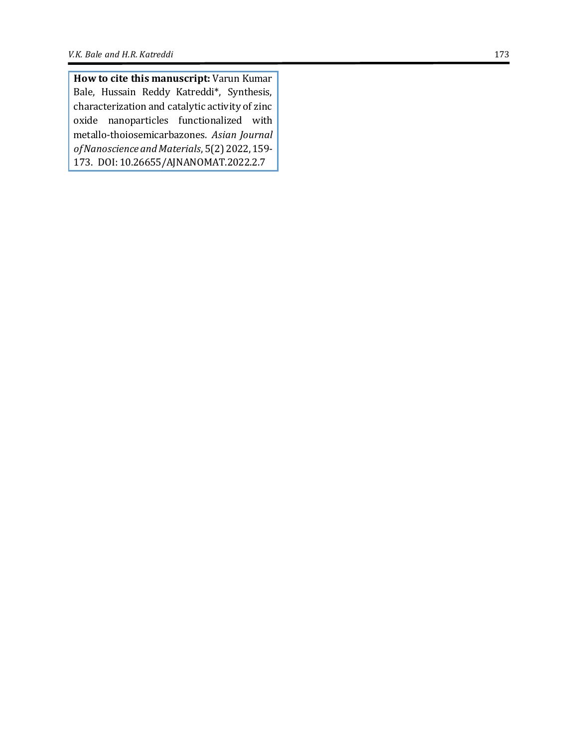**How to cite this manuscript:** Varun Kumar Bale, Hussain Reddy Katreddi*, Synthesis, characterization and catalytic activity of zinc oxide nanoparticles functionalized with metallo-thoiosemicarbazones. *Asian Journal of Nanoscience and Materials*, 5(2) 2022, 159-173. DOI: 10.26655/AJNANOMAT.2022.2.7